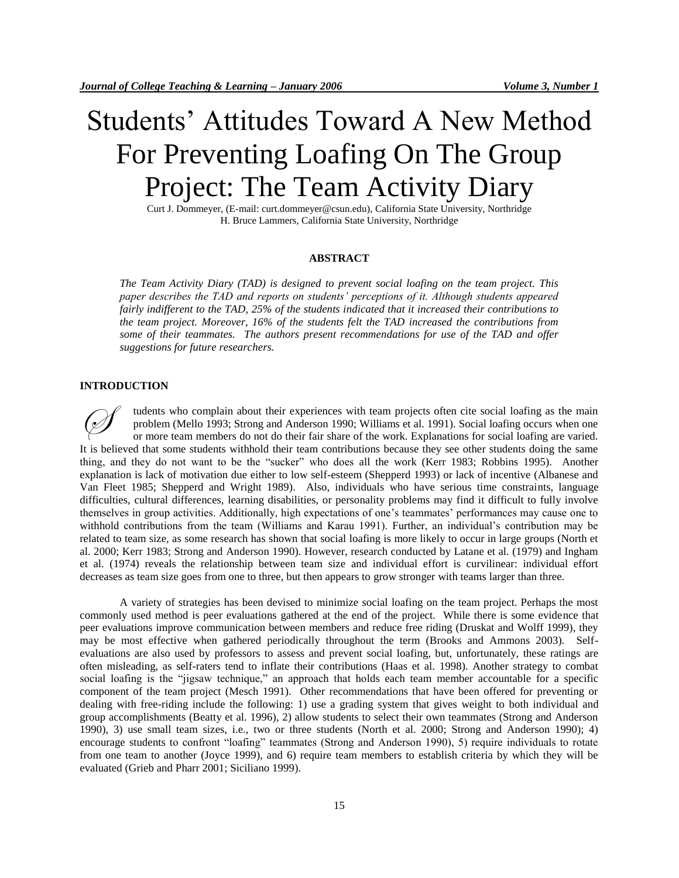# Students' Attitudes Toward A New Method For Preventing Loafing On The Group Project: The Team Activity Diary

Curt J. Dommeyer, (E-mail: curt.dommeyer@csun.edu), California State University, Northridge
H. Bruce Lammers, California State University, Northridge

## ABSTRACT

*The Team Activity Diary (TAD) is designed to prevent social loafing on the team project. This paper describes the TAD and reports on students' perceptions of it. Although students appeared fairly indifferent to the TAD, 25% of the students indicated that it increased their contributions to the team project. Moreover, 16% of the students felt the TAD increased the contributions from some of their teammates. The authors present recommendations for use of the TAD and offer suggestions for future researchers.*

## INTRODUCTION

Students who complain about their experiences with team projects often cite social loafing as the main problem (Mello 1993; Strong and Anderson 1990; Williams et al. 1991). Social loafing occurs when one or more team members do not do their fair share of the work. Explanations for social loafing are varied. It is believed that some students withhold their team contributions because they see other students doing the same thing, and they do not want to be the "sucker" who does all the work (Kerr 1983; Robbins 1995). Another explanation is lack of motivation due either to low self-esteem (Shepperd 1993) or lack of incentive (Albanese and Van Fleet 1985; Shepperd and Wright 1989). Also, individuals who have serious time constraints, language difficulties, cultural differences, learning disabilities, or personality problems may find it difficult to fully involve themselves in group activities. Additionally, high expectations of one's teammates' performances may cause one to withhold contributions from the team (Williams and Karau 1991). Further, an individual's contribution may be related to team size, as some research has shown that social loafing is more likely to occur in large groups (North et al. 2000; Kerr 1983; Strong and Anderson 1990). However, research conducted by Latane et al. (1979) and Ingham et al. (1974) reveals the relationship between team size and individual effort is curvilinear: individual effort decreases as team size goes from one to three, but then appears to grow stronger with teams larger than three.

A variety of strategies has been devised to minimize social loafing on the team project. Perhaps the most commonly used method is peer evaluations gathered at the end of the project. While there is some evidence that peer evaluations improve communication between members and reduce free riding (Druskat and Wolff 1999), they may be most effective when gathered periodically throughout the term (Brooks and Ammons 2003). Self-evaluations are also used by professors to assess and prevent social loafing, but, unfortunately, these ratings are often misleading, as self-raters tend to inflate their contributions (Haas et al. 1998). Another strategy to combat social loafing is the "jigsaw technique," an approach that holds each team member accountable for a specific component of the team project (Mesch 1991). Other recommendations that have been offered for preventing or dealing with free-riding include the following: 1) use a grading system that gives weight to both individual and group accomplishments (Beatty et al. 1996), 2) allow students to select their own teammates (Strong and Anderson 1990), 3) use small team sizes, i.e., two or three students (North et al. 2000; Strong and Anderson 1990); 4) encourage students to confront "loafing" teammates (Strong and Anderson 1990), 5) require individuals to rotate from one team to another (Joyce 1999), and 6) require team members to establish criteria by which they will be evaluated (Grieb and Pharr 2001; Siciliano 1999).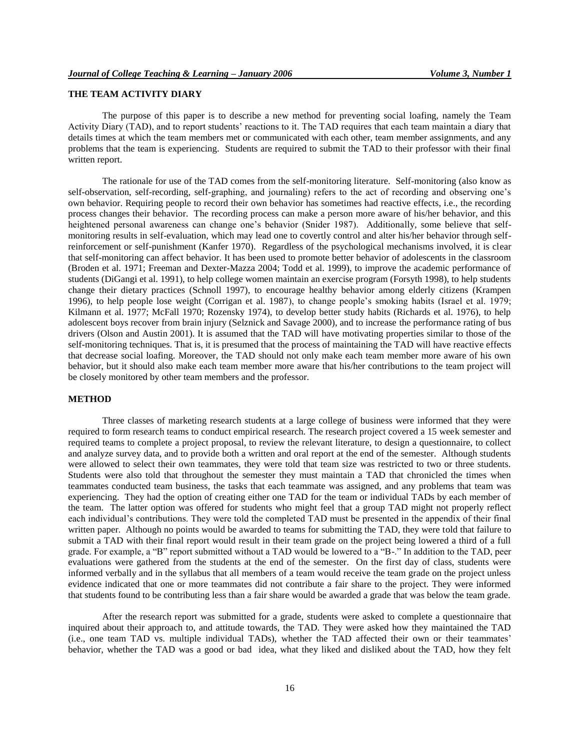## THE TEAM ACTIVITY DIARY

The purpose of this paper is to describe a new method for preventing social loafing, namely the Team Activity Diary (TAD), and to report students' reactions to it. The TAD requires that each team maintain a diary that details times at which the team members met or communicated with each other, team member assignments, and any problems that the team is experiencing. Students are required to submit the TAD to their professor with their final written report.

The rationale for use of the TAD comes from the self-monitoring literature. Self-monitoring (also know as self-observation, self-recording, self-graphing, and journaling) refers to the act of recording and observing one's own behavior. Requiring people to record their own behavior has sometimes had reactive effects, i.e., the recording process changes their behavior. The recording process can make a person more aware of his/her behavior, and this heightened personal awareness can change one's behavior (Snider 1987). Additionally, some believe that self-monitoring results in self-evaluation, which may lead one to covertly control and alter his/her behavior through self-reinforcement or self-punishment (Kanfer 1970). Regardless of the psychological mechanisms involved, it is clear that self-monitoring can affect behavior. It has been used to promote better behavior of adolescents in the classroom (Broden et al. 1971; Freeman and Dexter-Mazza 2004; Todd et al. 1999), to improve the academic performance of students (DiGangi et al. 1991), to help college women maintain an exercise program (Forsyth 1998), to help students change their dietary practices (Schnoll 1997), to encourage healthy behavior among elderly citizens (Krampen 1996), to help people lose weight (Corrigan et al. 1987), to change people's smoking habits (Israel et al. 1979; Kilmann et al. 1977; McFall 1970; Rozensky 1974), to develop better study habits (Richards et al. 1976), to help adolescent boys recover from brain injury (Selznick and Savage 2000), and to increase the performance rating of bus drivers (Olson and Austin 2001). It is assumed that the TAD will have motivating properties similar to those of the self-monitoring techniques. That is, it is presumed that the process of maintaining the TAD will have reactive effects that decrease social loafing. Moreover, the TAD should not only make each team member more aware of his own behavior, but it should also make each team member more aware that his/her contributions to the team project will be closely monitored by other team members and the professor.

## METHOD

Three classes of marketing research students at a large college of business were informed that they were required to form research teams to conduct empirical research. The research project covered a 15 week semester and required teams to complete a project proposal, to review the relevant literature, to design a questionnaire, to collect and analyze survey data, and to provide both a written and oral report at the end of the semester. Although students were allowed to select their own teammates, they were told that team size was restricted to two or three students. Students were also told that throughout the semester they must maintain a TAD that chronicled the times when teammates conducted team business, the tasks that each teammate was assigned, and any problems that team was experiencing. They had the option of creating either one TAD for the team or individual TADs by each member of the team. The latter option was offered for students who might feel that a group TAD might not properly reflect each individual's contributions. They were told the completed TAD must be presented in the appendix of their final written paper. Although no points would be awarded to teams for submitting the TAD, they were told that failure to submit a TAD with their final report would result in their team grade on the project being lowered a third of a full grade. For example, a "B" report submitted without a TAD would be lowered to a "B-." In addition to the TAD, peer evaluations were gathered from the students at the end of the semester. On the first day of class, students were informed verbally and in the syllabus that all members of a team would receive the team grade on the project unless evidence indicated that one or more teammates did not contribute a fair share to the project. They were informed that students found to be contributing less than a fair share would be awarded a grade that was below the team grade.

After the research report was submitted for a grade, students were asked to complete a questionnaire that inquired about their approach to, and attitude towards, the TAD. They were asked how they maintained the TAD (i.e., one team TAD vs. multiple individual TADs), whether the TAD affected their own or their teammates' behavior, whether the TAD was a good or bad idea, what they liked and disliked about the TAD, how they felt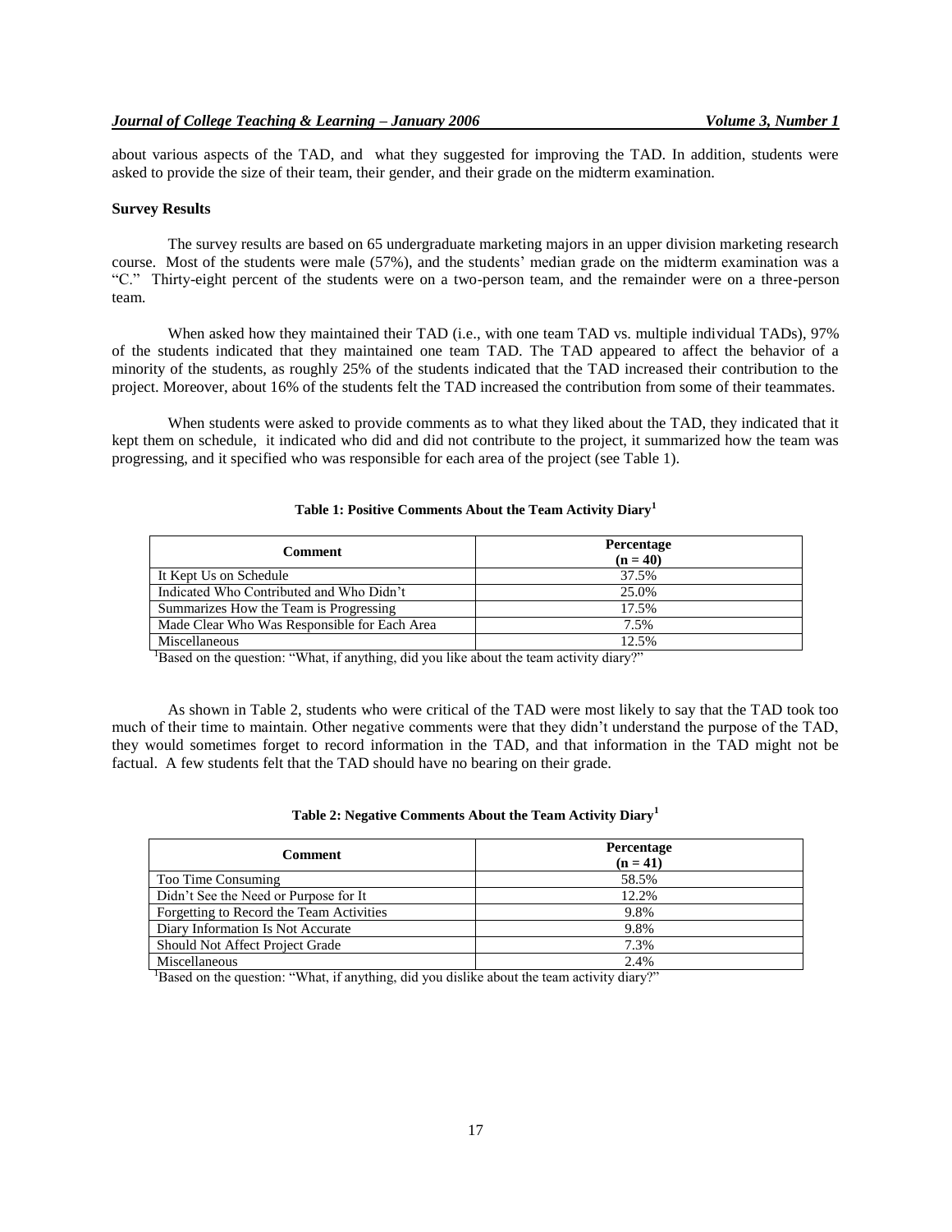about various aspects of the TAD, and what they suggested for improving the TAD. In addition, students were asked to provide the size of their team, their gender, and their grade on the midterm examination.

**Survey Results**

The survey results are based on 65 undergraduate marketing majors in an upper division marketing research course. Most of the students were male (57%), and the students' median grade on the midterm examination was a "C." Thirty-eight percent of the students were on a two-person team, and the remainder were on a three-person team.

When asked how they maintained their TAD (i.e., with one team TAD vs. multiple individual TADs), 97% of the students indicated that they maintained one team TAD. The TAD appeared to affect the behavior of a minority of the students, as roughly 25% of the students indicated that the TAD increased their contribution to the project. Moreover, about 16% of the students felt the TAD increased the contribution from some of their teammates.

When students were asked to provide comments as to what they liked about the TAD, they indicated that it kept them on schedule, it indicated who did and did not contribute to the project, it summarized how the team was progressing, and it specified who was responsible for each area of the project (see Table 1).

**Table 1: Positive Comments About the Team Activity Diary[1]**

| Comment | Percentage (n = 40) |
|---|---|
| It Kept Us on Schedule | 37.5% |
| Indicated Who Contributed and Who Didn't | 25.0% |
| Summarizes How the Team is Progressing | 17.5% |
| Made Clear Who Was Responsible for Each Area | 7.5% |
| Miscellaneous | 12.5% |

[1]Based on the question: "What, if anything, did you like about the team activity diary?"

As shown in Table 2, students who were critical of the TAD were most likely to say that the TAD took too much of their time to maintain. Other negative comments were that they didn't understand the purpose of the TAD, they would sometimes forget to record information in the TAD, and that information in the TAD might not be factual. A few students felt that the TAD should have no bearing on their grade.

**Table 2: Negative Comments About the Team Activity Diary[1]**

| Comment | Percentage (n = 41) |
|---|---|
| Too Time Consuming | 58.5% |
| Didn't See the Need or Purpose for It | 12.2% |
| Forgetting to Record the Team Activities | 9.8% |
| Diary Information Is Not Accurate | 9.8% |
| Should Not Affect Project Grade | 7.3% |
| Miscellaneous | 2.4% |

[1]Based on the question: "What, if anything, did you dislike about the team activity diary?"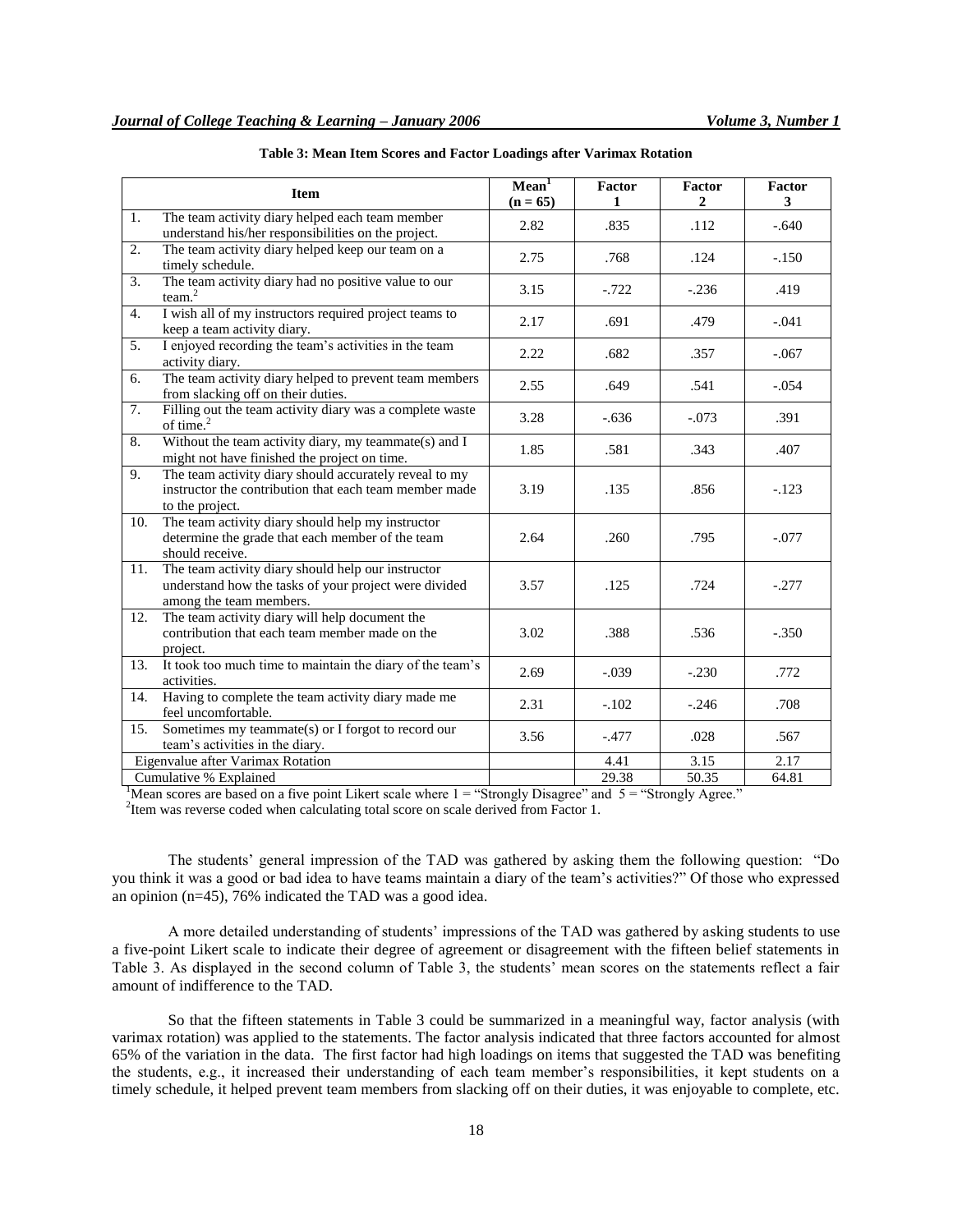**Table 3: Mean Item Scores and Factor Loadings after Varimax Rotation**

| Item | Mean[1] (n = 65) | Factor 1 | Factor 2 | Factor 3 |
|---|---|---|---|---|
| 1. The team activity diary helped each team member understand his/her responsibilities on the project. | 2.82 | .835 | .112 | -.640 |
| 2. The team activity diary helped keep our team on a timely schedule. | 2.75 | .768 | .124 | -.150 |
| 3. The team activity diary had no positive value to our team.[2] | 3.15 | -.722 | -.236 | .419 |
| 4. I wish all of my instructors required project teams to keep a team activity diary. | 2.17 | .691 | .479 | -.041 |
| 5. I enjoyed recording the team's activities in the team activity diary. | 2.22 | .682 | .357 | -.067 |
| 6. The team activity diary helped to prevent team members from slacking off on their duties. | 2.55 | .649 | .541 | -.054 |
| 7. Filling out the team activity diary was a complete waste of time.[2] | 3.28 | -.636 | -.073 | .391 |
| 8. Without the team activity diary, my teammate(s) and I might not have finished the project on time. | 1.85 | .581 | .343 | .407 |
| 9. The team activity diary should accurately reveal to my instructor the contribution that each team member made to the project. | 3.19 | .135 | .856 | -.123 |
| 10. The team activity diary should help my instructor determine the grade that each member of the team should receive. | 2.64 | .260 | .795 | -.077 |
| 11. The team activity diary should help our instructor understand how the tasks of your project were divided among the team members. | 3.57 | .125 | .724 | -.277 |
| 12. The team activity diary will help document the contribution that each team member made on the project. | 3.02 | .388 | .536 | -.350 |
| 13. It took too much time to maintain the diary of the team's activities. | 2.69 | -.039 | -.230 | .772 |
| 14. Having to complete the team activity diary made me feel uncomfortable. | 2.31 | -.102 | -.246 | .708 |
| 15. Sometimes my teammate(s) or I forgot to record our team's activities in the diary. | 3.56 | -.477 | .028 | .567 |
| Eigenvalue after Varimax Rotation | | 4.41 | 3.15 | 2.17 |
| Cumulative % Explained | | 29.38 | 50.35 | 64.81 |

[1]Mean scores are based on a five point Likert scale where 1 = "Strongly Disagree" and 5 = "Strongly Agree."
[2]Item was reverse coded when calculating total score on scale derived from Factor 1.

The students' general impression of the TAD was gathered by asking them the following question: "Do you think it was a good or bad idea to have teams maintain a diary of the team's activities?" Of those who expressed an opinion (n=45), 76% indicated the TAD was a good idea.

A more detailed understanding of students' impressions of the TAD was gathered by asking students to use a five-point Likert scale to indicate their degree of agreement or disagreement with the fifteen belief statements in Table 3. As displayed in the second column of Table 3, the students' mean scores on the statements reflect a fair amount of indifference to the TAD.

So that the fifteen statements in Table 3 could be summarized in a meaningful way, factor analysis (with varimax rotation) was applied to the statements. The factor analysis indicated that three factors accounted for almost 65% of the variation in the data. The first factor had high loadings on items that suggested the TAD was benefiting the students, e.g., it increased their understanding of each team member's responsibilities, it kept students on a timely schedule, it helped prevent team members from slacking off on their duties, it was enjoyable to complete, etc.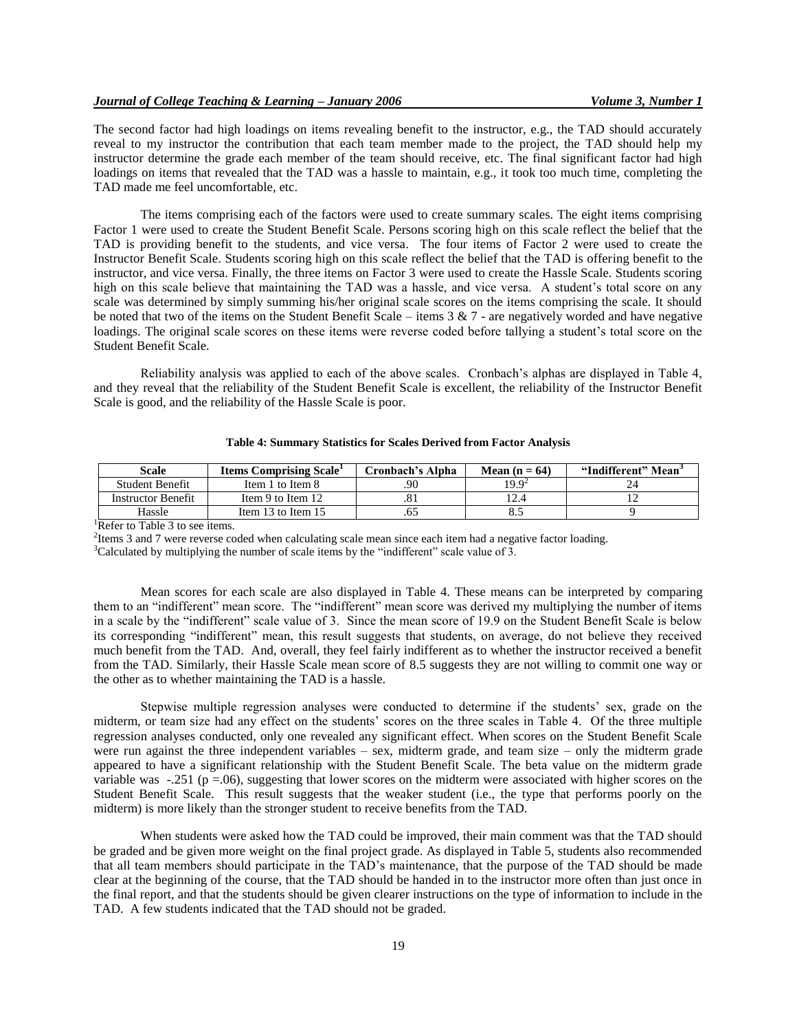The second factor had high loadings on items revealing benefit to the instructor, e.g., the TAD should accurately reveal to my instructor the contribution that each team member made to the project, the TAD should help my instructor determine the grade each member of the team should receive, etc. The final significant factor had high loadings on items that revealed that the TAD was a hassle to maintain, e.g., it took too much time, completing the TAD made me feel uncomfortable, etc.

The items comprising each of the factors were used to create summary scales. The eight items comprising Factor 1 were used to create the Student Benefit Scale. Persons scoring high on this scale reflect the belief that the TAD is providing benefit to the students, and vice versa. The four items of Factor 2 were used to create the Instructor Benefit Scale. Students scoring high on this scale reflect the belief that the TAD is offering benefit to the instructor, and vice versa. Finally, the three items on Factor 3 were used to create the Hassle Scale. Students scoring high on this scale believe that maintaining the TAD was a hassle, and vice versa. A student's total score on any scale was determined by simply summing his/her original scale scores on the items comprising the scale. It should be noted that two of the items on the Student Benefit Scale – items 3 & 7 - are negatively worded and have negative loadings. The original scale scores on these items were reverse coded before tallying a student's total score on the Student Benefit Scale.

Reliability analysis was applied to each of the above scales. Cronbach's alphas are displayed in Table 4, and they reveal that the reliability of the Student Benefit Scale is excellent, the reliability of the Instructor Benefit Scale is good, and the reliability of the Hassle Scale is poor.

**Table 4: Summary Statistics for Scales Derived from Factor Analysis**

| Scale | Items Comprising Scale[1] | Cronbach's Alpha | Mean (n = 64) | "Indifferent" Mean[3] |
|---|---|---|---|---|
| Student Benefit | Item 1 to Item 8 | .90 | 19.9[2] | 24 |
| Instructor Benefit | Item 9 to Item 12 | .81 | 12.4 | 12 |
| Hassle | Item 13 to Item 15 | .65 | 8.5 | 9 |

[1]Refer to Table 3 to see items.
[2]Items 3 and 7 were reverse coded when calculating scale mean since each item had a negative factor loading.
[3]Calculated by multiplying the number of scale items by the "indifferent" scale value of 3.

Mean scores for each scale are also displayed in Table 4. These means can be interpreted by comparing them to an "indifferent" mean score. The "indifferent" mean score was derived my multiplying the number of items in a scale by the "indifferent" scale value of 3. Since the mean score of 19.9 on the Student Benefit Scale is below its corresponding "indifferent" mean, this result suggests that students, on average, do not believe they received much benefit from the TAD. And, overall, they feel fairly indifferent as to whether the instructor received a benefit from the TAD. Similarly, their Hassle Scale mean score of 8.5 suggests they are not willing to commit one way or the other as to whether maintaining the TAD is a hassle.

Stepwise multiple regression analyses were conducted to determine if the students' sex, grade on the midterm, or team size had any effect on the students' scores on the three scales in Table 4. Of the three multiple regression analyses conducted, only one revealed any significant effect. When scores on the Student Benefit Scale were run against the three independent variables – sex, midterm grade, and team size – only the midterm grade appeared to have a significant relationship with the Student Benefit Scale. The beta value on the midterm grade variable was -.251 ($p$ =.06), suggesting that lower scores on the midterm were associated with higher scores on the Student Benefit Scale. This result suggests that the weaker student (i.e., the type that performs poorly on the midterm) is more likely than the stronger student to receive benefits from the TAD.

When students were asked how the TAD could be improved, their main comment was that the TAD should be graded and be given more weight on the final project grade. As displayed in Table 5, students also recommended that all team members should participate in the TAD's maintenance, that the purpose of the TAD should be made clear at the beginning of the course, that the TAD should be handed in to the instructor more often than just once in the final report, and that the students should be given clearer instructions on the type of information to include in the TAD. A few students indicated that the TAD should not be graded.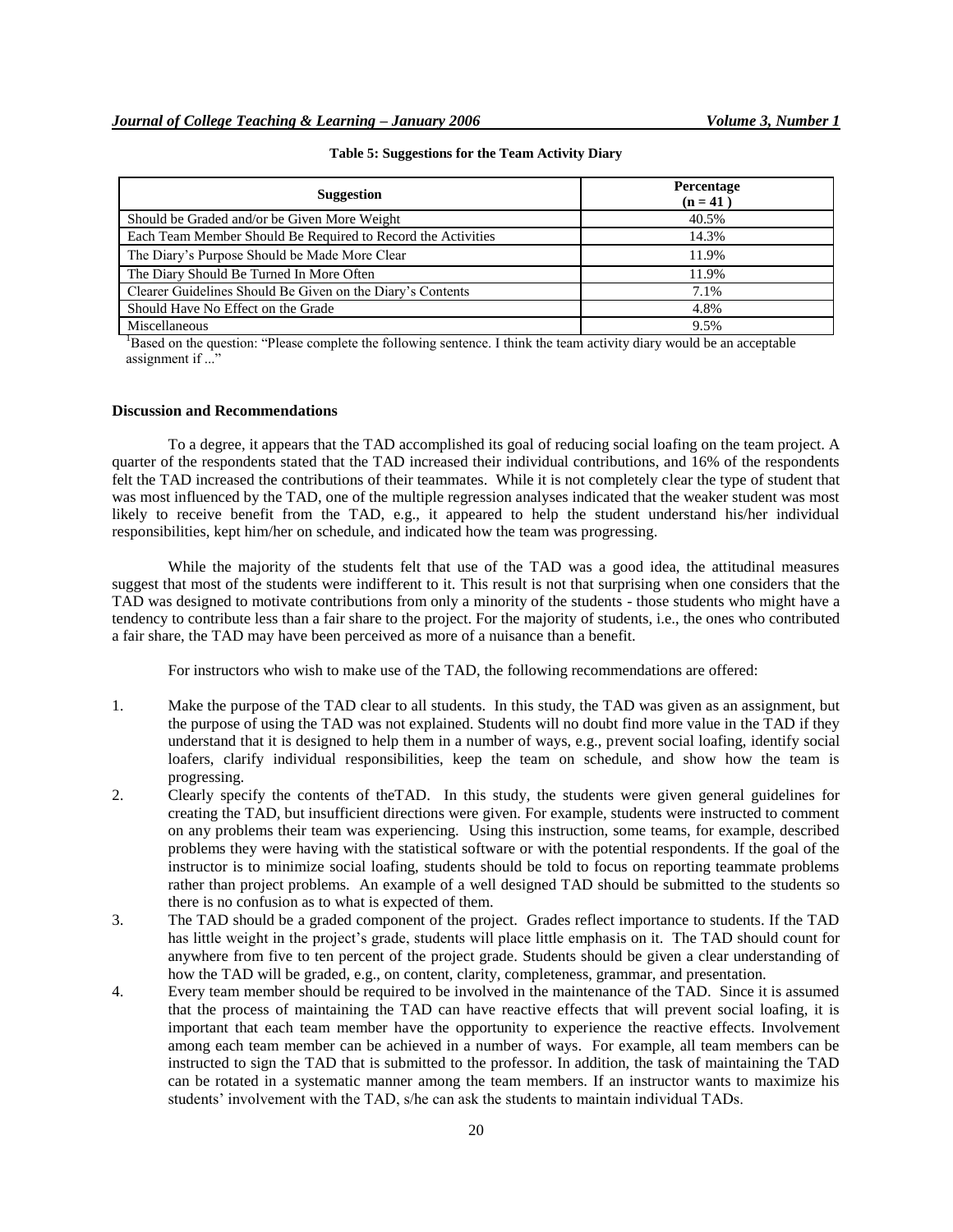**Table 5: Suggestions for the Team Activity Diary**

| Suggestion | Percentage (n = 41 ) |
|---|---|
| Should be Graded and/or be Given More Weight | 40.5% |
| Each Team Member Should Be Required to Record the Activities | 14.3% |
| The Diary's Purpose Should be Made More Clear | 11.9% |
| The Diary Should Be Turned In More Often | 11.9% |
| Clearer Guidelines Should Be Given on the Diary's Contents | 7.1% |
| Should Have No Effect on the Grade | 4.8% |
| Miscellaneous | 9.5% |

[1]Based on the question: "Please complete the following sentence. I think the team activity diary would be an acceptable assignment if ..."

### Discussion and Recommendations

To a degree, it appears that the TAD accomplished its goal of reducing social loafing on the team project. A quarter of the respondents stated that the TAD increased their individual contributions, and 16% of the respondents felt the TAD increased the contributions of their teammates. While it is not completely clear the type of student that was most influenced by the TAD, one of the multiple regression analyses indicated that the weaker student was most likely to receive benefit from the TAD, e.g., it appeared to help the student understand his/her individual responsibilities, kept him/her on schedule, and indicated how the team was progressing.

While the majority of the students felt that use of the TAD was a good idea, the attitudinal measures suggest that most of the students were indifferent to it. This result is not that surprising when one considers that the TAD was designed to motivate contributions from only a minority of the students - those students who might have a tendency to contribute less than a fair share to the project. For the majority of students, i.e., the ones who contributed a fair share, the TAD may have been perceived as more of a nuisance than a benefit.

For instructors who wish to make use of the TAD, the following recommendations are offered:

1. Make the purpose of the TAD clear to all students. In this study, the TAD was given as an assignment, but the purpose of using the TAD was not explained. Students will no doubt find more value in the TAD if they understand that it is designed to help them in a number of ways, e.g., prevent social loafing, identify social loafers, clarify individual responsibilities, keep the team on schedule, and show how the team is progressing.
2. Clearly specify the contents of theTAD. In this study, the students were given general guidelines for creating the TAD, but insufficient directions were given. For example, students were instructed to comment on any problems their team was experiencing. Using this instruction, some teams, for example, described problems they were having with the statistical software or with the potential respondents. If the goal of the instructor is to minimize social loafing, students should be told to focus on reporting teammate problems rather than project problems. An example of a well designed TAD should be submitted to the students so there is no confusion as to what is expected of them.
3. The TAD should be a graded component of the project. Grades reflect importance to students. If the TAD has little weight in the project's grade, students will place little emphasis on it. The TAD should count for anywhere from five to ten percent of the project grade. Students should be given a clear understanding of how the TAD will be graded, e.g., on content, clarity, completeness, grammar, and presentation.
4. Every team member should be required to be involved in the maintenance of the TAD. Since it is assumed that the process of maintaining the TAD can have reactive effects that will prevent social loafing, it is important that each team member have the opportunity to experience the reactive effects. Involvement among each team member can be achieved in a number of ways. For example, all team members can be instructed to sign the TAD that is submitted to the professor. In addition, the task of maintaining the TAD can be rotated in a systematic manner among the team members. If an instructor wants to maximize his students' involvement with the TAD, s/he can ask the students to maintain individual TADs.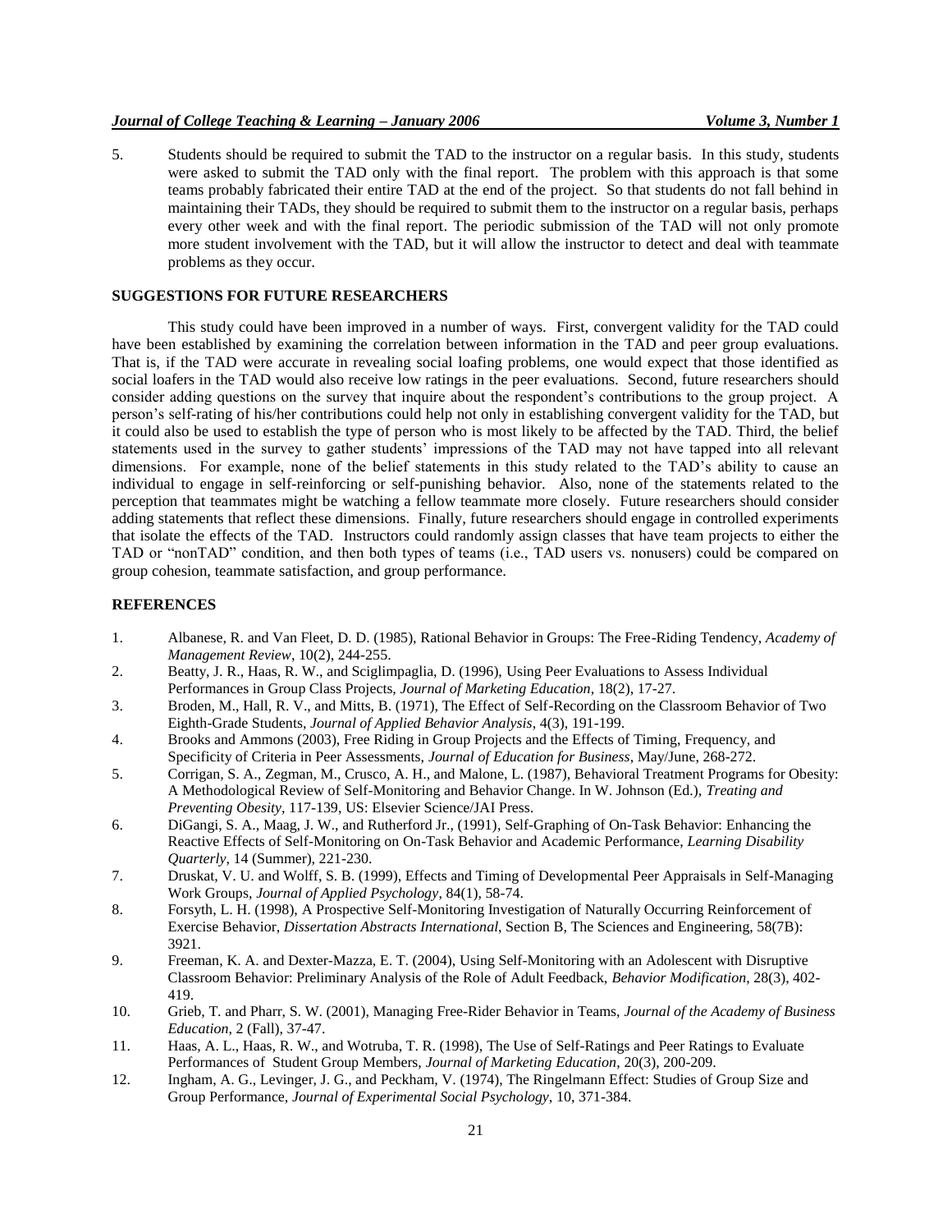5. Students should be required to submit the TAD to the instructor on a regular basis. In this study, students were asked to submit the TAD only with the final report. The problem with this approach is that some teams probably fabricated their entire TAD at the end of the project. So that students do not fall behind in maintaining their TADs, they should be required to submit them to the instructor on a regular basis, perhaps every other week and with the final report. The periodic submission of the TAD will not only promote more student involvement with the TAD, but it will allow the instructor to detect and deal with teammate problems as they occur.

## SUGGESTIONS FOR FUTURE RESEARCHERS

This study could have been improved in a number of ways. First, convergent validity for the TAD could have been established by examining the correlation between information in the TAD and peer group evaluations. That is, if the TAD were accurate in revealing social loafing problems, one would expect that those identified as social loafers in the TAD would also receive low ratings in the peer evaluations. Second, future researchers should consider adding questions on the survey that inquire about the respondent's contributions to the group project. A person's self-rating of his/her contributions could help not only in establishing convergent validity for the TAD, but it could also be used to establish the type of person who is most likely to be affected by the TAD. Third, the belief statements used in the survey to gather students' impressions of the TAD may not have tapped into all relevant dimensions. For example, none of the belief statements in this study related to the TAD's ability to cause an individual to engage in self-reinforcing or self-punishing behavior. Also, none of the statements related to the perception that teammates might be watching a fellow teammate more closely. Future researchers should consider adding statements that reflect these dimensions. Finally, future researchers should engage in controlled experiments that isolate the effects of the TAD. Instructors could randomly assign classes that have team projects to either the TAD or "nonTAD" condition, and then both types of teams (i.e., TAD users vs. nonusers) could be compared on group cohesion, teammate satisfaction, and group performance.

## REFERENCES

1. Albanese, R. and Van Fleet, D. D. (1985), Rational Behavior in Groups: The Free-Riding Tendency, *Academy of Management Review*, 10(2), 244-255.
2. Beatty, J. R., Haas, R. W., and Sciglimpaglia, D. (1996), Using Peer Evaluations to Assess Individual Performances in Group Class Projects, *Journal of Marketing Education*, 18(2), 17-27.
3. Broden, M., Hall, R. V., and Mitts, B. (1971), The Effect of Self-Recording on the Classroom Behavior of Two Eighth-Grade Students, *Journal of Applied Behavior Analysis*, 4(3), 191-199.
4. Brooks and Ammons (2003), Free Riding in Group Projects and the Effects of Timing, Frequency, and Specificity of Criteria in Peer Assessments, *Journal of Education for Business*, May/June, 268-272.
5. Corrigan, S. A., Zegman, M., Crusco, A. H., and Malone, L. (1987), Behavioral Treatment Programs for Obesity: A Methodological Review of Self-Monitoring and Behavior Change. In W. Johnson (Ed.), *Treating and Preventing Obesity*, 117-139, US: Elsevier Science/JAI Press.
6. DiGangi, S. A., Maag, J. W., and Rutherford Jr., (1991), Self-Graphing of On-Task Behavior: Enhancing the Reactive Effects of Self-Monitoring on On-Task Behavior and Academic Performance, *Learning Disability Quarterly*, 14 (Summer), 221-230.
7. Druskat, V. U. and Wolff, S. B. (1999), Effects and Timing of Developmental Peer Appraisals in Self-Managing Work Groups, *Journal of Applied Psychology*, 84(1), 58-74.
8. Forsyth, L. H. (1998), A Prospective Self-Monitoring Investigation of Naturally Occurring Reinforcement of Exercise Behavior, *Dissertation Abstracts International*, Section B, The Sciences and Engineering, 58(7B): 3921.
9. Freeman, K. A. and Dexter-Mazza, E. T. (2004), Using Self-Monitoring with an Adolescent with Disruptive Classroom Behavior: Preliminary Analysis of the Role of Adult Feedback, *Behavior Modification*, 28(3), 402-419.
10. Grieb, T. and Pharr, S. W. (2001), Managing Free-Rider Behavior in Teams, *Journal of the Academy of Business Education*, 2 (Fall), 37-47.
11. Haas, A. L., Haas, R. W., and Wotruba, T. R. (1998), The Use of Self-Ratings and Peer Ratings to Evaluate Performances of Student Group Members, *Journal of Marketing Education*, 20(3), 200-209.
12. Ingham, A. G., Levinger, J. G., and Peckham, V. (1974), The Ringelmann Effect: Studies of Group Size and Group Performance, *Journal of Experimental Social Psychology*, 10, 371-384.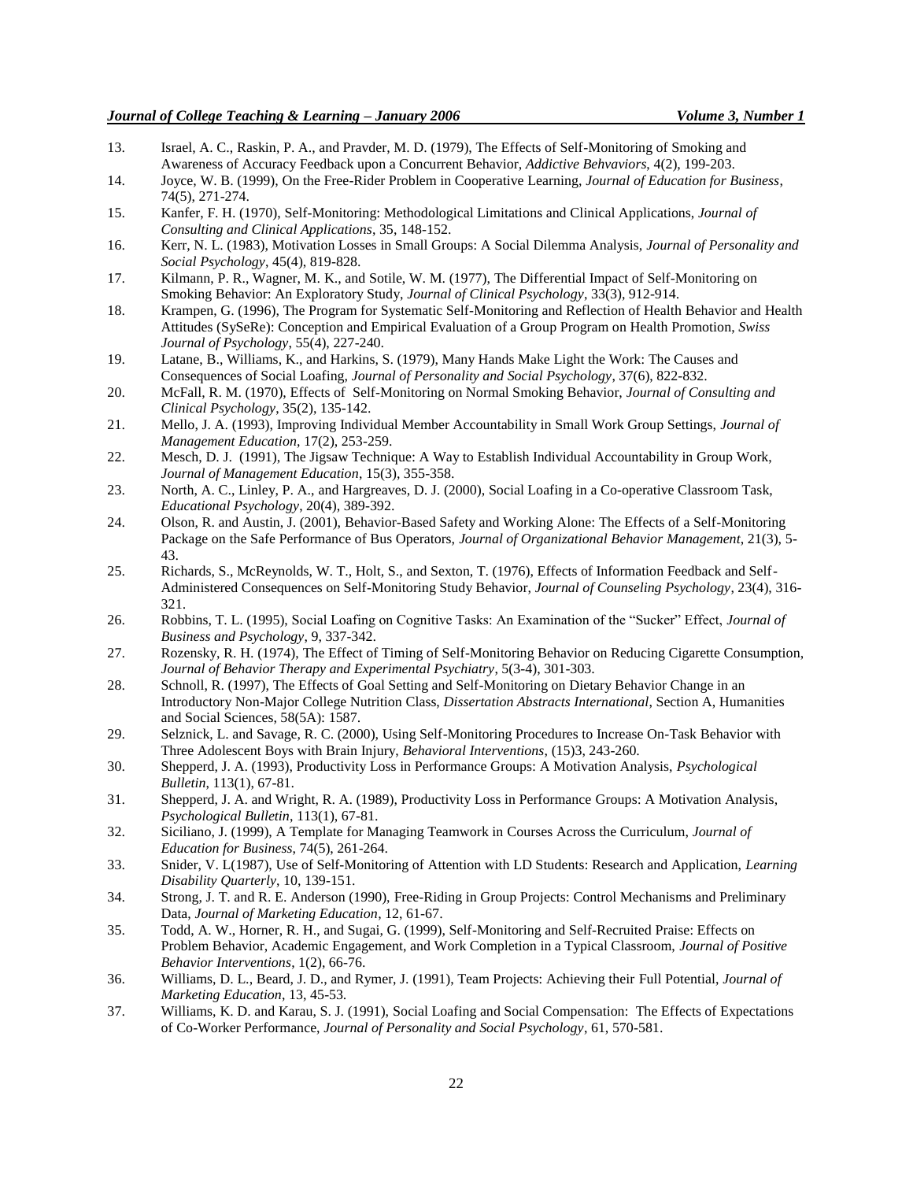13. Israel, A. C., Raskin, P. A., and Pravder, M. D. (1979), The Effects of Self-Monitoring of Smoking and Awareness of Accuracy Feedback upon a Concurrent Behavior, *Addictive Behvaviors*, 4(2), 199-203.
14. Joyce, W. B. (1999), On the Free-Rider Problem in Cooperative Learning, *Journal of Education for Business*, 74(5), 271-274.
15. Kanfer, F. H. (1970), Self-Monitoring: Methodological Limitations and Clinical Applications, *Journal of Consulting and Clinical Applications*, 35, 148-152.
16. Kerr, N. L. (1983), Motivation Losses in Small Groups: A Social Dilemma Analysis, *Journal of Personality and Social Psychology*, 45(4), 819-828.
17. Kilmann, P. R., Wagner, M. K., and Sotile, W. M. (1977), The Differential Impact of Self-Monitoring on Smoking Behavior: An Exploratory Study, *Journal of Clinical Psychology*, 33(3), 912-914.
18. Krampen, G. (1996), The Program for Systematic Self-Monitoring and Reflection of Health Behavior and Health Attitudes (SySeRe): Conception and Empirical Evaluation of a Group Program on Health Promotion, *Swiss Journal of Psychology*, 55(4), 227-240.
19. Latane, B., Williams, K., and Harkins, S. (1979), Many Hands Make Light the Work: The Causes and Consequences of Social Loafing, *Journal of Personality and Social Psychology*, 37(6), 822-832.
20. McFall, R. M. (1970), Effects of Self-Monitoring on Normal Smoking Behavior, *Journal of Consulting and Clinical Psychology*, 35(2), 135-142.
21. Mello, J. A. (1993), Improving Individual Member Accountability in Small Work Group Settings, *Journal of Management Education*, 17(2), 253-259.
22. Mesch, D. J. (1991), The Jigsaw Technique: A Way to Establish Individual Accountability in Group Work, *Journal of Management Education*, 15(3), 355-358.
23. North, A. C., Linley, P. A., and Hargreaves, D. J. (2000), Social Loafing in a Co-operative Classroom Task, *Educational Psychology*, 20(4), 389-392.
24. Olson, R. and Austin, J. (2001), Behavior-Based Safety and Working Alone: The Effects of a Self-Monitoring Package on the Safe Performance of Bus Operators, *Journal of Organizational Behavior Management*, 21(3), 5-43.
25. Richards, S., McReynolds, W. T., Holt, S., and Sexton, T. (1976), Effects of Information Feedback and Self-Administered Consequences on Self-Monitoring Study Behavior, *Journal of Counseling Psychology*, 23(4), 316-321.
26. Robbins, T. L. (1995), Social Loafing on Cognitive Tasks: An Examination of the "Sucker" Effect, *Journal of Business and Psychology*, 9, 337-342.
27. Rozensky, R. H. (1974), The Effect of Timing of Self-Monitoring Behavior on Reducing Cigarette Consumption, *Journal of Behavior Therapy and Experimental Psychiatry*, 5(3-4), 301-303.
28. Schnoll, R. (1997), The Effects of Goal Setting and Self-Monitoring on Dietary Behavior Change in an Introductory Non-Major College Nutrition Class, *Dissertation Abstracts International*, Section A, Humanities and Social Sciences, 58(5A): 1587.
29. Selznick, L. and Savage, R. C. (2000), Using Self-Monitoring Procedures to Increase On-Task Behavior with Three Adolescent Boys with Brain Injury, *Behavioral Interventions*, (15)3, 243-260.
30. Shepperd, J. A. (1993), Productivity Loss in Performance Groups: A Motivation Analysis, *Psychological Bulletin*, 113(1), 67-81.
31. Shepperd, J. A. and Wright, R. A. (1989), Productivity Loss in Performance Groups: A Motivation Analysis, *Psychological Bulletin*, 113(1), 67-81.
32. Siciliano, J. (1999), A Template for Managing Teamwork in Courses Across the Curriculum, *Journal of Education for Business*, 74(5), 261-264.
33. Snider, V. L(1987), Use of Self-Monitoring of Attention with LD Students: Research and Application, *Learning Disability Quarterly*, 10, 139-151.
34. Strong, J. T. and R. E. Anderson (1990), Free-Riding in Group Projects: Control Mechanisms and Preliminary Data, *Journal of Marketing Education*, 12, 61-67.
35. Todd, A. W., Horner, R. H., and Sugai, G. (1999), Self-Monitoring and Self-Recruited Praise: Effects on Problem Behavior, Academic Engagement, and Work Completion in a Typical Classroom, *Journal of Positive Behavior Interventions*, 1(2), 66-76.
36. Williams, D. L., Beard, J. D., and Rymer, J. (1991), Team Projects: Achieving their Full Potential, *Journal of Marketing Education*, 13, 45-53.
37. Williams, K. D. and Karau, S. J. (1991), Social Loafing and Social Compensation: The Effects of Expectations of Co-Worker Performance, *Journal of Personality and Social Psychology*, 61, 570-581.